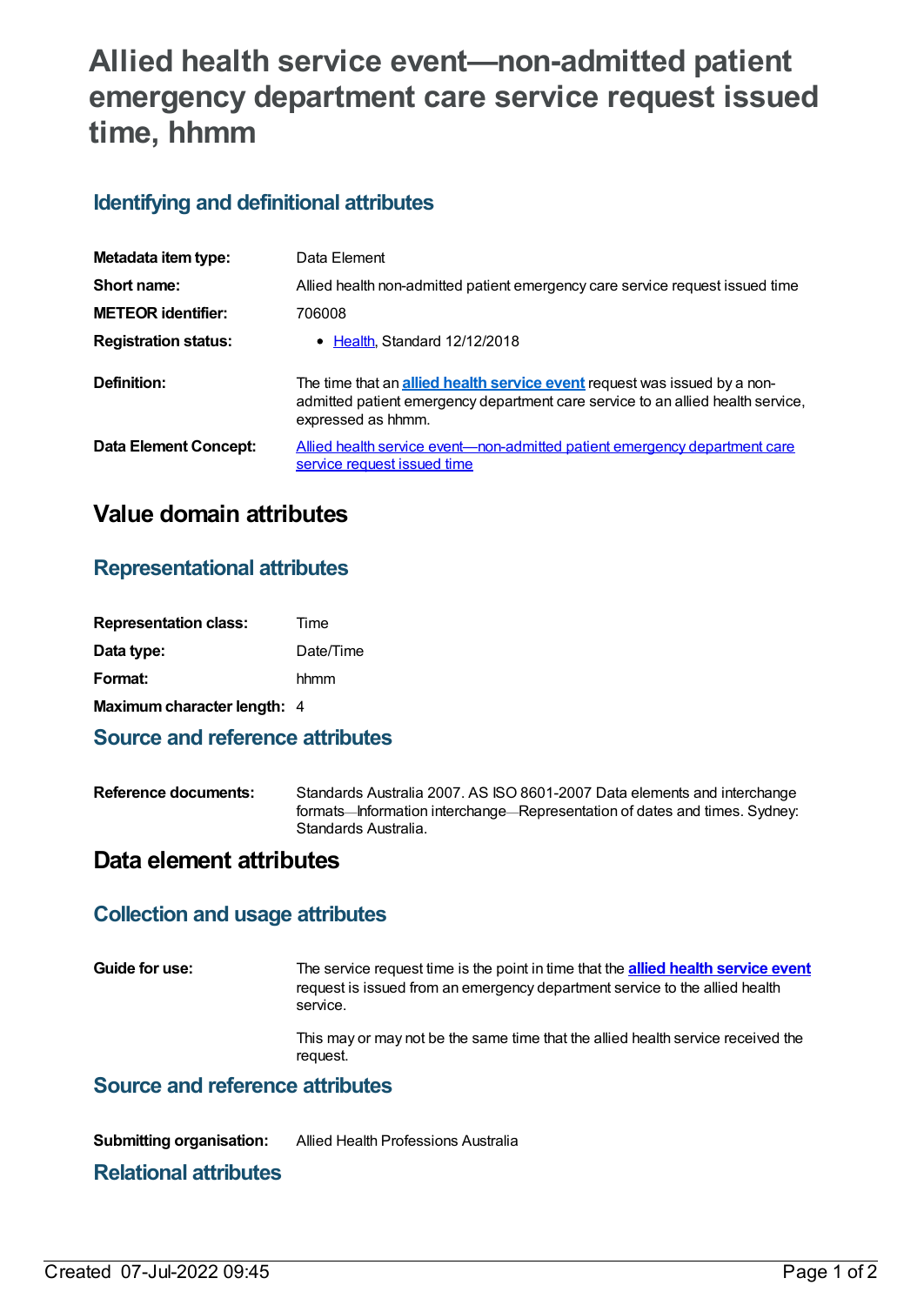# Allied health service event—non-admitted patient emergency department care service request issued time, hhmm

## Identifying and definitional attributes

| | |
|---|---|
| **Metadata item type:** | Data Element |
| **Short name:** | Allied health non-admitted patient emergency care service request issued time |
| **METEOR identifier:** | 706008 |
| **Registration status:** | • Health, Standard 12/12/2018 |
| **Definition:** | The time that an **allied health service event** request was issued by a non-admitted patient emergency department care service to an allied health service, expressed as hhmm. |
| **Data Element Concept:** | Allied health service event—non-admitted patient emergency department care service request issued time |

# Value domain attributes

## Representational attributes

| | |
|---|---|
| **Representation class:** | Time |
| **Data type:** | Date/Time |
| **Format:** | hhmm |
| **Maximum character length:** | 4 |

## Source and reference attributes

| | |
|---|---|
| **Reference documents:** | Standards Australia 2007. AS ISO 8601-2007 Data elements and interchange formats—Information interchange—Representation of dates and times. Sydney: Standards Australia. |

# Data element attributes

## Collection and usage attributes

| | |
|---|---|
| **Guide for use:** | The service request time is the point in time that the **allied health service event** request is issued from an emergency department service to the allied health service.<br><br>This may or may not be the same time that the allied health service received the request. |

## Source and reference attributes

| | |
|---|---|
| **Submitting organisation:** | Allied Health Professions Australia |

## Relational attributes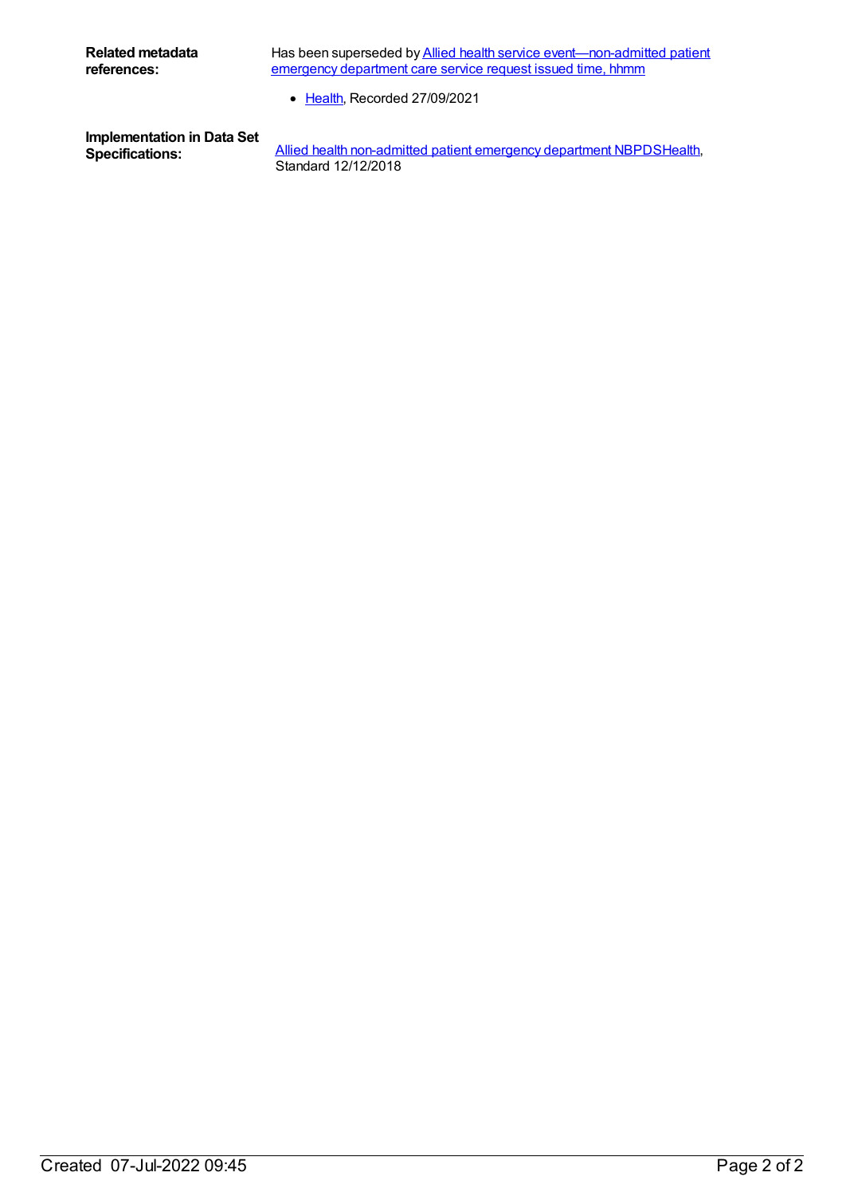**Related metadata references:**

Has been superseded by Allied health service event—non-admitted patient emergency department care service request issued time, hhmm

- Health, Recorded 27/09/2021

**Implementation in Data Set Specifications:**

Allied health non-admitted patient emergency department NBPDSHealth, Standard 12/12/2018